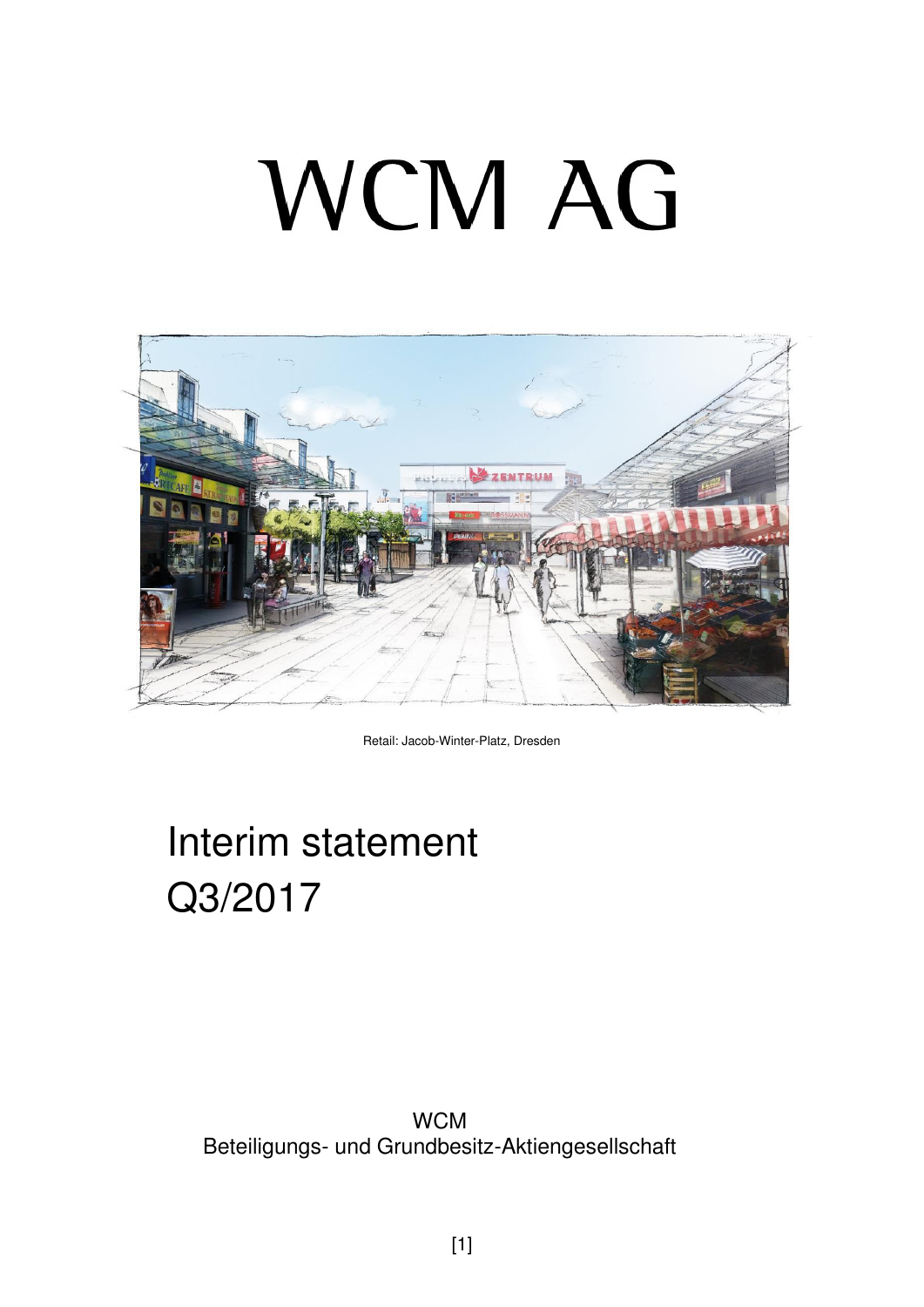# WCM AG

Retail: Jacob-Winter-Platz, Dresden

## Interim statement Q3/2017

WCM
Beteiligungs- und Grundbesitz-Aktiengesellschaft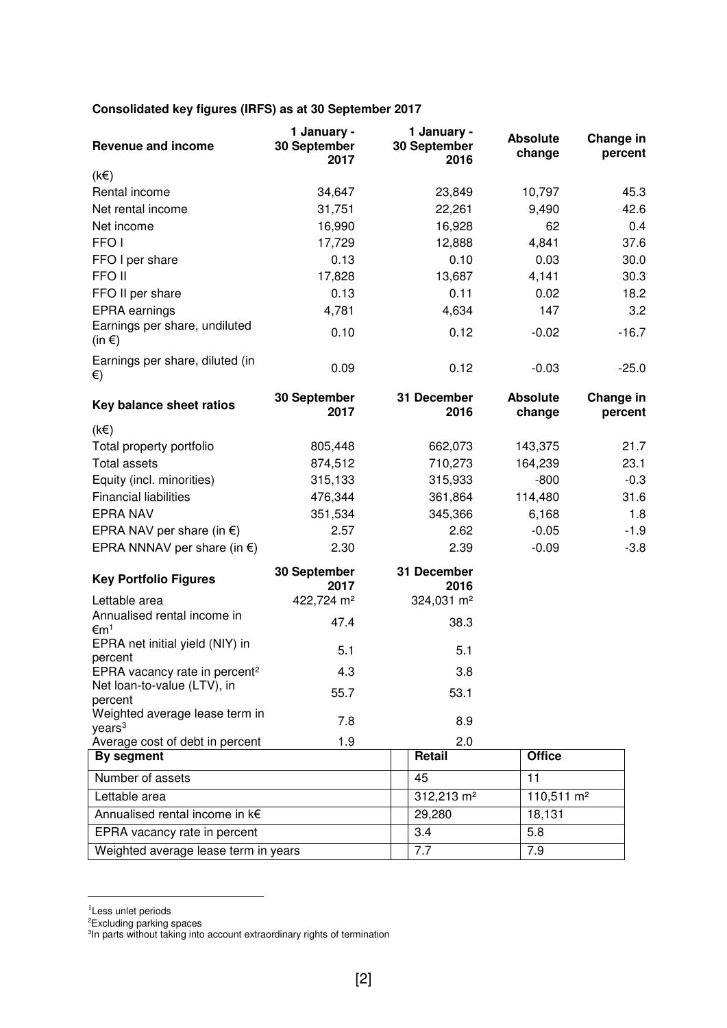**Consolidated key figures (IRFS) as at 30 September 2017**

| Revenue and income | 1 January - 30 September 2017 | 1 January - 30 September 2016 | Absolute change | Change in percent |
|---|---|---|---|---|
| (k€) | | | | |
| Rental income | 34,647 | 23,849 | 10,797 | 45.3 |
| Net rental income | 31,751 | 22,261 | 9,490 | 42.6 |
| Net income | 16,990 | 16,928 | 62 | 0.4 |
| FFO I | 17,729 | 12,888 | 4,841 | 37.6 |
| FFO I per share | 0.13 | 0.10 | 0.03 | 30.0 |
| FFO II | 17,828 | 13,687 | 4,141 | 30.3 |
| FFO II per share | 0.13 | 0.11 | 0.02 | 18.2 |
| EPRA earnings | 4,781 | 4,634 | 147 | 3.2 |
| Earnings per share, undiluted (in €) | 0.10 | 0.12 | -0.02 | -16.7 |
| Earnings per share, diluted (in €) | 0.09 | 0.12 | -0.03 | -25.0 |

| Key balance sheet ratios | 30 September 2017 | 31 December 2016 | Absolute change | Change in percent |
|---|---|---|---|---|
| (k€) | | | | |
| Total property portfolio | 805,448 | 662,073 | 143,375 | 21.7 |
| Total assets | 874,512 | 710,273 | 164,239 | 23.1 |
| Equity (incl. minorities) | 315,133 | 315,933 | -800 | -0.3 |
| Financial liabilities | 476,344 | 361,864 | 114,480 | 31.6 |
| EPRA NAV | 351,534 | 345,366 | 6,168 | 1.8 |
| EPRA NAV per share (in €) | 2.57 | 2.62 | -0.05 | -1.9 |
| EPRA NNNAV per share (in €) | 2.30 | 2.39 | -0.09 | -3.8 |

| Key Portfolio Figures | 30 September 2017 | 31 December 2016 |
|---|---|---|
| Lettable area | 422,724 m² | 324,031 m² |
| Annualised rental income in €m[1] | 47.4 | 38.3 |
| EPRA net initial yield (NIY) in percent | 5.1 | 5.1 |
| EPRA vacancy rate in percent[2] | 4.3 | 3.8 |
| Net loan-to-value (LTV), in percent | 55.7 | 53.1 |
| Weighted average lease term in years[3] | 7.8 | 8.9 |
| Average cost of debt in percent | 1.9 | 2.0 |

| By segment | Retail | Office |
|---|---|---|
| Number of assets | 45 | 11 |
| Lettable area | 312,213 m² | 110,511 m² |
| Annualised rental income in k€ | 29,280 | 18,131 |
| EPRA vacancy rate in percent | 3.4 | 5.8 |
| Weighted average lease term in years | 7.7 | 7.9 |

[1] Less unlet periods

[2] Excluding parking spaces

[3] In parts without taking into account extraordinary rights of termination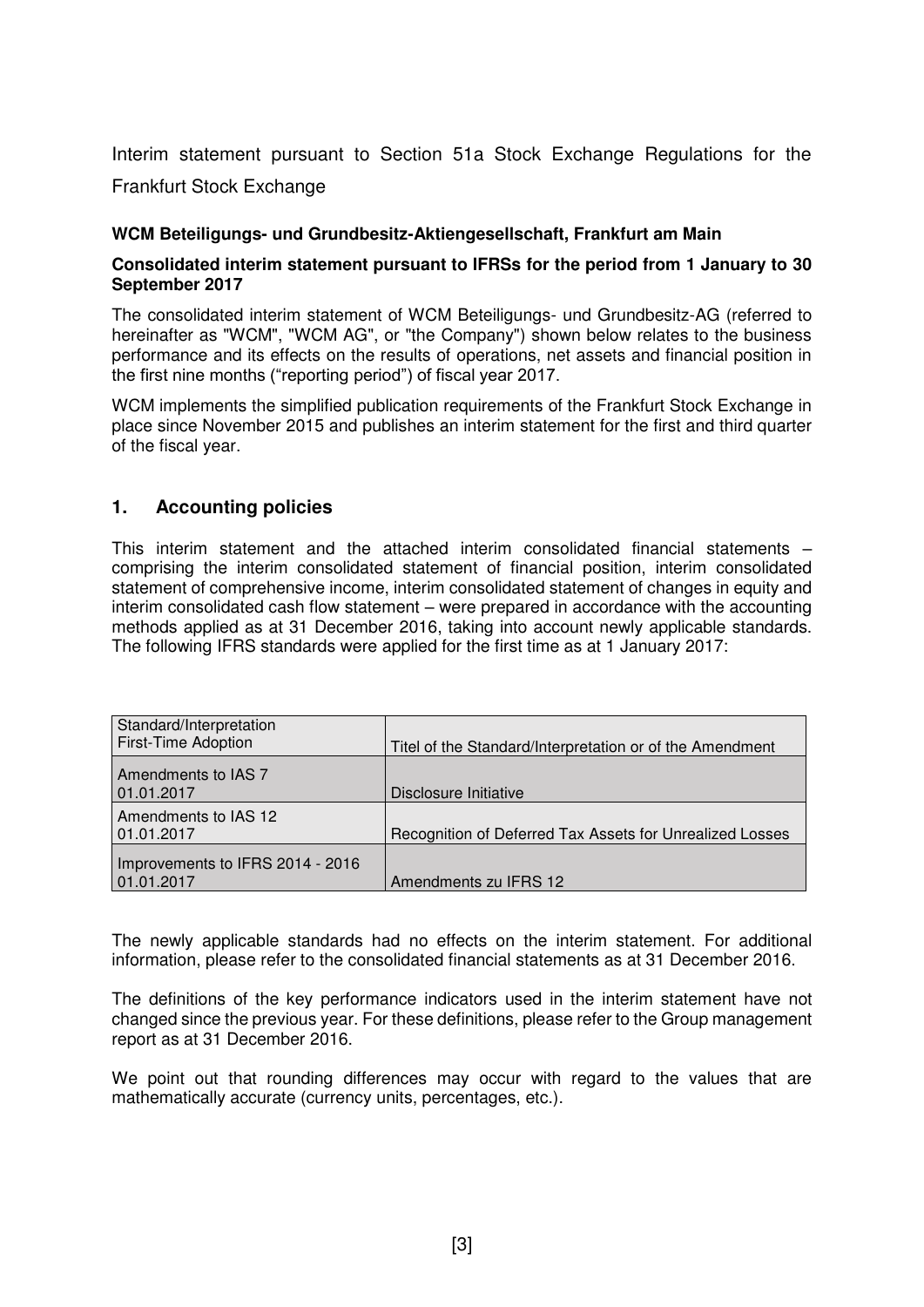Interim statement pursuant to Section 51a Stock Exchange Regulations for the Frankfurt Stock Exchange

**WCM Beteiligungs- und Grundbesitz-Aktiengesellschaft, Frankfurt am Main**

**Consolidated interim statement pursuant to IFRSs for the period from 1 January to 30 September 2017**

The consolidated interim statement of WCM Beteiligungs- und Grundbesitz-AG (referred to hereinafter as "WCM", "WCM AG", or "the Company") shown below relates to the business performance and its effects on the results of operations, net assets and financial position in the first nine months ("reporting period") of fiscal year 2017.

WCM implements the simplified publication requirements of the Frankfurt Stock Exchange in place since November 2015 and publishes an interim statement for the first and third quarter of the fiscal year.

## 1. Accounting policies

This interim statement and the attached interim consolidated financial statements – comprising the interim consolidated statement of financial position, interim consolidated statement of comprehensive income, interim consolidated statement of changes in equity and interim consolidated cash flow statement – were prepared in accordance with the accounting methods applied as at 31 December 2016, taking into account newly applicable standards. The following IFRS standards were applied for the first time as at 1 January 2017:

| Standard/Interpretation<br>First-Time Adoption | Titel of the Standard/Interpretation or of the Amendment |
|---|---|
| Amendments to IAS 7<br>01.01.2017 | Disclosure Initiative |
| Amendments to IAS 12<br>01.01.2017 | Recognition of Deferred Tax Assets for Unrealized Losses |
| Improvements to IFRS 2014 - 2016<br>01.01.2017 | Amendments zu IFRS 12 |

The newly applicable standards had no effects on the interim statement. For additional information, please refer to the consolidated financial statements as at 31 December 2016.

The definitions of the key performance indicators used in the interim statement have not changed since the previous year. For these definitions, please refer to the Group management report as at 31 December 2016.

We point out that rounding differences may occur with regard to the values that are mathematically accurate (currency units, percentages, etc.).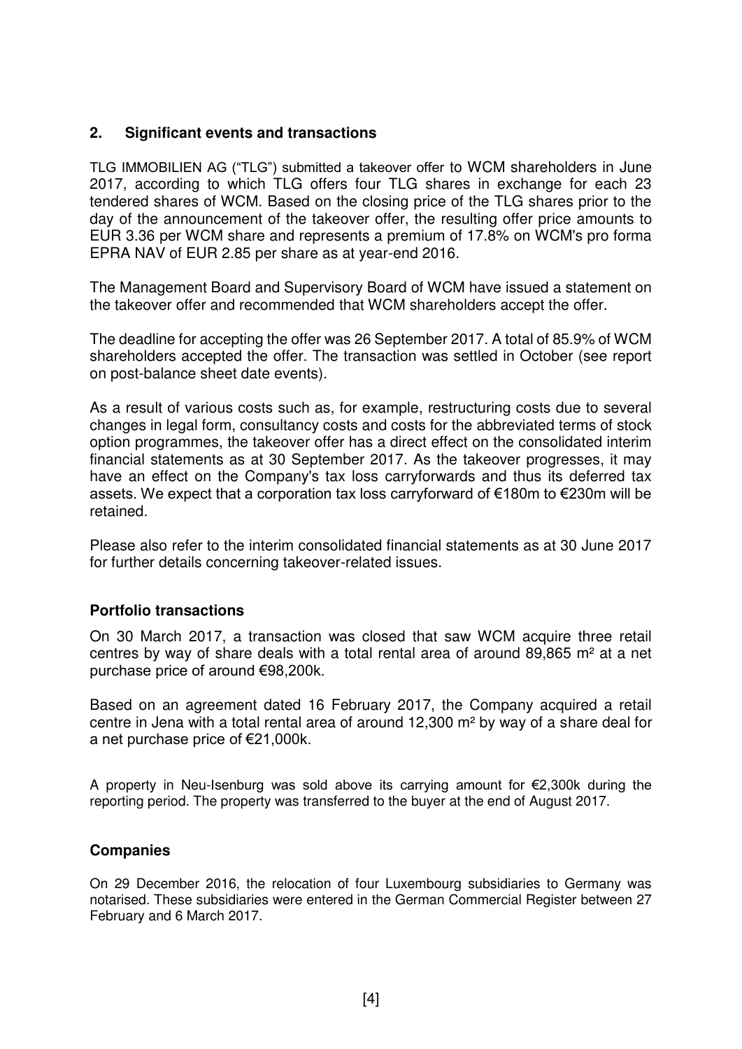## 2. Significant events and transactions

TLG IMMOBILIEN AG ("TLG") submitted a takeover offer to WCM shareholders in June 2017, according to which TLG offers four TLG shares in exchange for each 23 tendered shares of WCM. Based on the closing price of the TLG shares prior to the day of the announcement of the takeover offer, the resulting offer price amounts to EUR 3.36 per WCM share and represents a premium of 17.8% on WCM's pro forma EPRA NAV of EUR 2.85 per share as at year-end 2016.

The Management Board and Supervisory Board of WCM have issued a statement on the takeover offer and recommended that WCM shareholders accept the offer.

The deadline for accepting the offer was 26 September 2017. A total of 85.9% of WCM shareholders accepted the offer. The transaction was settled in October (see report on post-balance sheet date events).

As a result of various costs such as, for example, restructuring costs due to several changes in legal form, consultancy costs and costs for the abbreviated terms of stock option programmes, the takeover offer has a direct effect on the consolidated interim financial statements as at 30 September 2017. As the takeover progresses, it may have an effect on the Company's tax loss carryforwards and thus its deferred tax assets. We expect that a corporation tax loss carryforward of €180m to €230m will be retained.

Please also refer to the interim consolidated financial statements as at 30 June 2017 for further details concerning takeover-related issues.

### Portfolio transactions

On 30 March 2017, a transaction was closed that saw WCM acquire three retail centres by way of share deals with a total rental area of around 89,865 m² at a net purchase price of around €98,200k.

Based on an agreement dated 16 February 2017, the Company acquired a retail centre in Jena with a total rental area of around 12,300 m² by way of a share deal for a net purchase price of €21,000k.

A property in Neu-Isenburg was sold above its carrying amount for €2,300k during the reporting period. The property was transferred to the buyer at the end of August 2017.

### Companies

On 29 December 2016, the relocation of four Luxembourg subsidiaries to Germany was notarised. These subsidiaries were entered in the German Commercial Register between 27 February and 6 March 2017.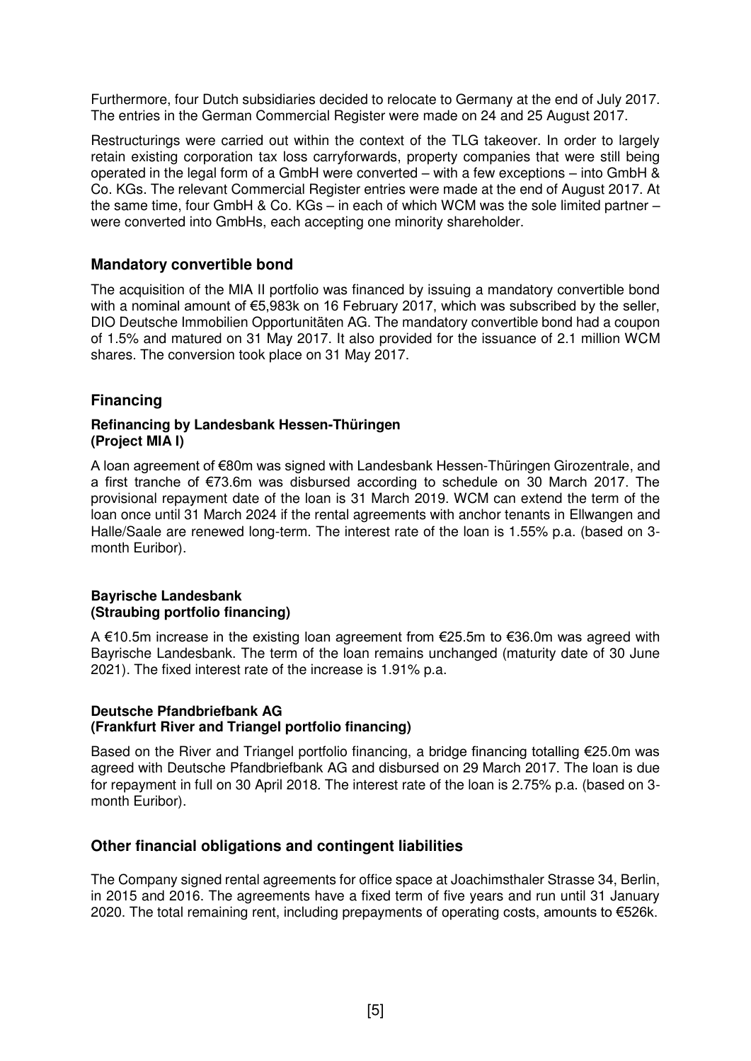Furthermore, four Dutch subsidiaries decided to relocate to Germany at the end of July 2017. The entries in the German Commercial Register were made on 24 and 25 August 2017.

Restructurings were carried out within the context of the TLG takeover. In order to largely retain existing corporation tax loss carryforwards, property companies that were still being operated in the legal form of a GmbH were converted – with a few exceptions – into GmbH & Co. KGs. The relevant Commercial Register entries were made at the end of August 2017. At the same time, four GmbH & Co. KGs – in each of which WCM was the sole limited partner – were converted into GmbHs, each accepting one minority shareholder.

## Mandatory convertible bond

The acquisition of the MIA II portfolio was financed by issuing a mandatory convertible bond with a nominal amount of €5,983k on 16 February 2017, which was subscribed by the seller, DIO Deutsche Immobilien Opportunitäten AG. The mandatory convertible bond had a coupon of 1.5% and matured on 31 May 2017. It also provided for the issuance of 2.1 million WCM shares. The conversion took place on 31 May 2017.

## Financing

### Refinancing by Landesbank Hessen-Thüringen (Project MIA I)

A loan agreement of €80m was signed with Landesbank Hessen-Thüringen Girozentrale, and a first tranche of €73.6m was disbursed according to schedule on 30 March 2017. The provisional repayment date of the loan is 31 March 2019. WCM can extend the term of the loan once until 31 March 2024 if the rental agreements with anchor tenants in Ellwangen and Halle/Saale are renewed long-term. The interest rate of the loan is 1.55% p.a. (based on 3-month Euribor).

### Bayrische Landesbank (Straubing portfolio financing)

A €10.5m increase in the existing loan agreement from €25.5m to €36.0m was agreed with Bayrische Landesbank. The term of the loan remains unchanged (maturity date of 30 June 2021). The fixed interest rate of the increase is 1.91% p.a.

### Deutsche Pfandbriefbank AG (Frankfurt River and Triangel portfolio financing)

Based on the River and Triangel portfolio financing, a bridge financing totalling €25.0m was agreed with Deutsche Pfandbriefbank AG and disbursed on 29 March 2017. The loan is due for repayment in full on 30 April 2018. The interest rate of the loan is 2.75% p.a. (based on 3-month Euribor).

## Other financial obligations and contingent liabilities

The Company signed rental agreements for office space at Joachimsthaler Strasse 34, Berlin, in 2015 and 2016. The agreements have a fixed term of five years and run until 31 January 2020. The total remaining rent, including prepayments of operating costs, amounts to €526k.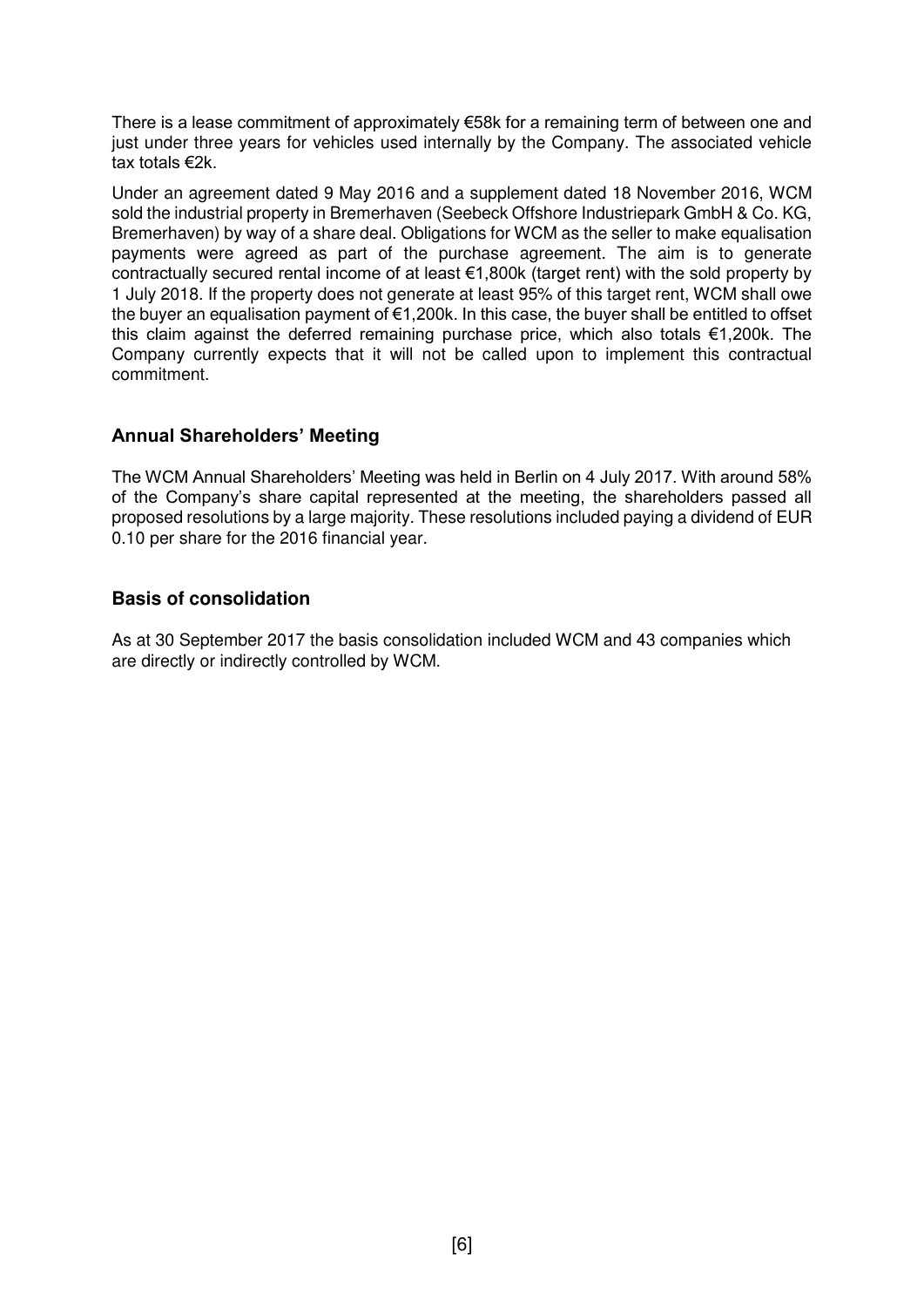There is a lease commitment of approximately €58k for a remaining term of between one and just under three years for vehicles used internally by the Company. The associated vehicle tax totals €2k.

Under an agreement dated 9 May 2016 and a supplement dated 18 November 2016, WCM sold the industrial property in Bremerhaven (Seebeck Offshore Industriepark GmbH & Co. KG, Bremerhaven) by way of a share deal. Obligations for WCM as the seller to make equalisation payments were agreed as part of the purchase agreement. The aim is to generate contractually secured rental income of at least €1,800k (target rent) with the sold property by 1 July 2018. If the property does not generate at least 95% of this target rent, WCM shall owe the buyer an equalisation payment of €1,200k. In this case, the buyer shall be entitled to offset this claim against the deferred remaining purchase price, which also totals €1,200k. The Company currently expects that it will not be called upon to implement this contractual commitment.

## Annual Shareholders' Meeting

The WCM Annual Shareholders' Meeting was held in Berlin on 4 July 2017. With around 58% of the Company's share capital represented at the meeting, the shareholders passed all proposed resolutions by a large majority. These resolutions included paying a dividend of EUR 0.10 per share for the 2016 financial year.

## Basis of consolidation

As at 30 September 2017 the basis consolidation included WCM and 43 companies which are directly or indirectly controlled by WCM.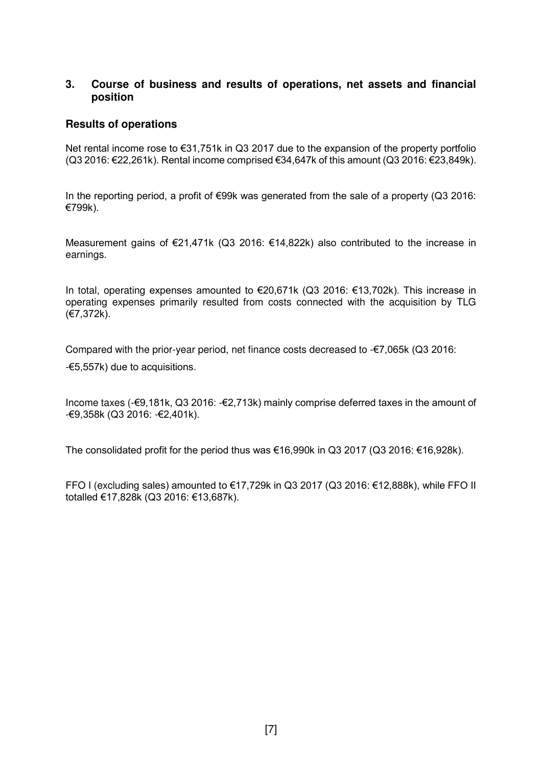## 3. Course of business and results of operations, net assets and financial position

### Results of operations

Net rental income rose to €31,751k in Q3 2017 due to the expansion of the property portfolio (Q3 2016: €22,261k). Rental income comprised €34,647k of this amount (Q3 2016: €23,849k).

In the reporting period, a profit of €99k was generated from the sale of a property (Q3 2016: €799k).

Measurement gains of €21,471k (Q3 2016: €14,822k) also contributed to the increase in earnings.

In total, operating expenses amounted to €20,671k (Q3 2016: €13,702k). This increase in operating expenses primarily resulted from costs connected with the acquisition by TLG (€7,372k).

Compared with the prior-year period, net finance costs decreased to -€7,065k (Q3 2016: -€5,557k) due to acquisitions.

Income taxes (-€9,181k, Q3 2016: -€2,713k) mainly comprise deferred taxes in the amount of -€9,358k (Q3 2016: -€2,401k).

The consolidated profit for the period thus was €16,990k in Q3 2017 (Q3 2016: €16,928k).

FFO I (excluding sales) amounted to €17,729k in Q3 2017 (Q3 2016: €12,888k), while FFO II totalled €17,828k (Q3 2016: €13,687k).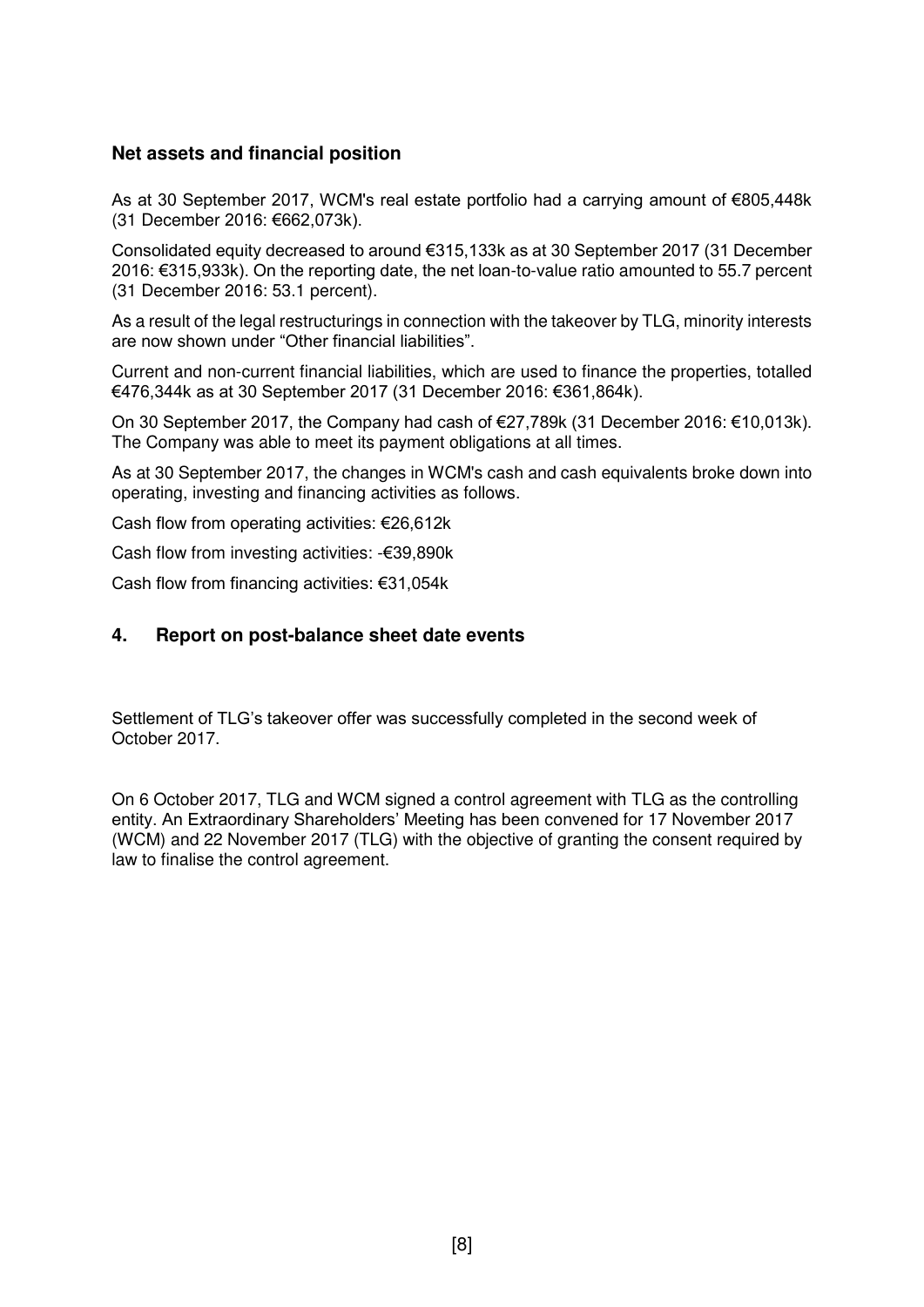### Net assets and financial position

As at 30 September 2017, WCM's real estate portfolio had a carrying amount of €805,448k (31 December 2016: €662,073k).

Consolidated equity decreased to around €315,133k as at 30 September 2017 (31 December 2016: €315,933k). On the reporting date, the net loan-to-value ratio amounted to 55.7 percent (31 December 2016: 53.1 percent).

As a result of the legal restructurings in connection with the takeover by TLG, minority interests are now shown under "Other financial liabilities".

Current and non-current financial liabilities, which are used to finance the properties, totalled €476,344k as at 30 September 2017 (31 December 2016: €361,864k).

On 30 September 2017, the Company had cash of €27,789k (31 December 2016: €10,013k). The Company was able to meet its payment obligations at all times.

As at 30 September 2017, the changes in WCM's cash and cash equivalents broke down into operating, investing and financing activities as follows.

Cash flow from operating activities: €26,612k

Cash flow from investing activities: -€39,890k

Cash flow from financing activities: €31,054k

## 4. Report on post-balance sheet date events

Settlement of TLG's takeover offer was successfully completed in the second week of October 2017.

On 6 October 2017, TLG and WCM signed a control agreement with TLG as the controlling entity. An Extraordinary Shareholders' Meeting has been convened for 17 November 2017 (WCM) and 22 November 2017 (TLG) with the objective of granting the consent required by law to finalise the control agreement.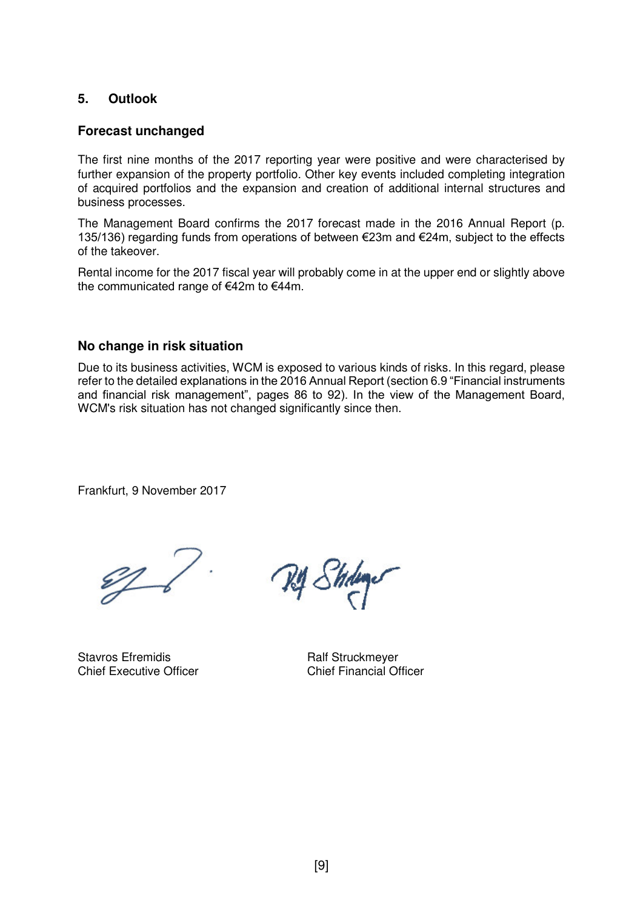## 5. Outlook

### Forecast unchanged

The first nine months of the 2017 reporting year were positive and were characterised by further expansion of the property portfolio. Other key events included completing integration of acquired portfolios and the expansion and creation of additional internal structures and business processes.

The Management Board confirms the 2017 forecast made in the 2016 Annual Report (p. 135/136) regarding funds from operations of between €23m and €24m, subject to the effects of the takeover.

Rental income for the 2017 fiscal year will probably come in at the upper end or slightly above the communicated range of €42m to €44m.

### No change in risk situation

Due to its business activities, WCM is exposed to various kinds of risks. In this regard, please refer to the detailed explanations in the 2016 Annual Report (section 6.9 "Financial instruments and financial risk management", pages 86 to 92). In the view of the Management Board, WCM's risk situation has not changed significantly since then.

Frankfurt, 9 November 2017

| Stavros Efremidis | Ralf Struckmeyer |
| --- | --- |
| Chief Executive Officer | Chief Financial Officer |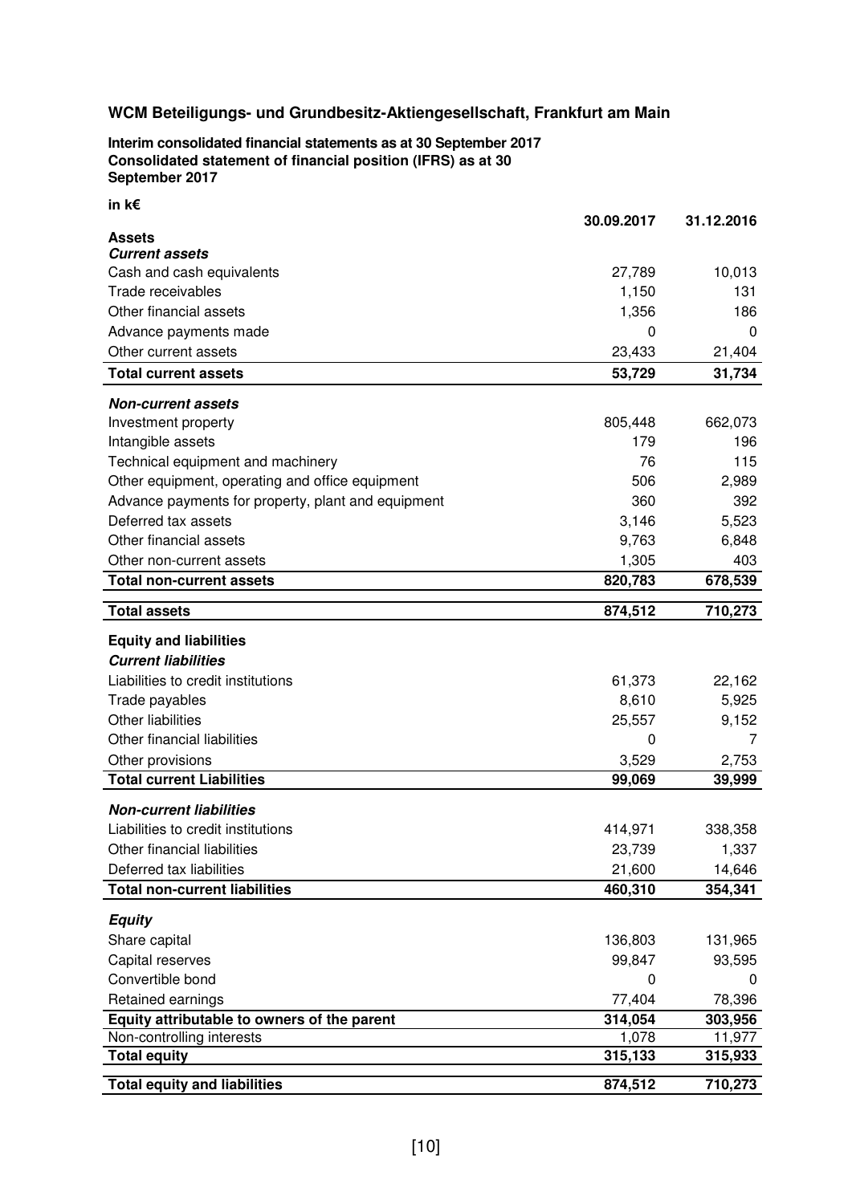## WCM Beteiligungs- und Grundbesitz-Aktiengesellschaft, Frankfurt am Main

**Interim consolidated financial statements as at 30 September 2017**
**Consolidated statement of financial position (IFRS) as at 30 September 2017**

**in k€**

| | **30.09.2017** | **31.12.2016** |
|---|---|---|
| **Assets** | | |
| ***Current assets*** | | |
| Cash and cash equivalents | 27,789 | 10,013 |
| Trade receivables | 1,150 | 131 |
| Other financial assets | 1,356 | 186 |
| Advance payments made | 0 | 0 |
| Other current assets | 23,433 | 21,404 |
| **Total current assets** | **53,729** | **31,734** |
| ***Non-current assets*** | | |
| Investment property | 805,448 | 662,073 |
| Intangible assets | 179 | 196 |
| Technical equipment and machinery | 76 | 115 |
| Other equipment, operating and office equipment | 506 | 2,989 |
| Advance payments for property, plant and equipment | 360 | 392 |
| Deferred tax assets | 3,146 | 5,523 |
| Other financial assets | 9,763 | 6,848 |
| Other non-current assets | 1,305 | 403 |
| **Total non-current assets** | **820,783** | **678,539** |
| **Total assets** | **874,512** | **710,273** |
| **Equity and liabilities** | | |
| ***Current liabilities*** | | |
| Liabilities to credit institutions | 61,373 | 22,162 |
| Trade payables | 8,610 | 5,925 |
| Other liabilities | 25,557 | 9,152 |
| Other financial liabilities | 0 | 7 |
| Other provisions | 3,529 | 2,753 |
| **Total current Liabilities** | **99,069** | **39,999** |
| ***Non-current liabilities*** | | |
| Liabilities to credit institutions | 414,971 | 338,358 |
| Other financial liabilities | 23,739 | 1,337 |
| Deferred tax liabilities | 21,600 | 14,646 |
| **Total non-current liabilities** | **460,310** | **354,341** |
| ***Equity*** | | |
| Share capital | 136,803 | 131,965 |
| Capital reserves | 99,847 | 93,595 |
| Convertible bond | 0 | 0 |
| Retained earnings | 77,404 | 78,396 |
| **Equity attributable to owners of the parent** | **314,054** | **303,956** |
| Non-controlling interests | 1,078 | 11,977 |
| **Total equity** | **315,133** | **315,933** |
| **Total equity and liabilities** | **874,512** | **710,273** |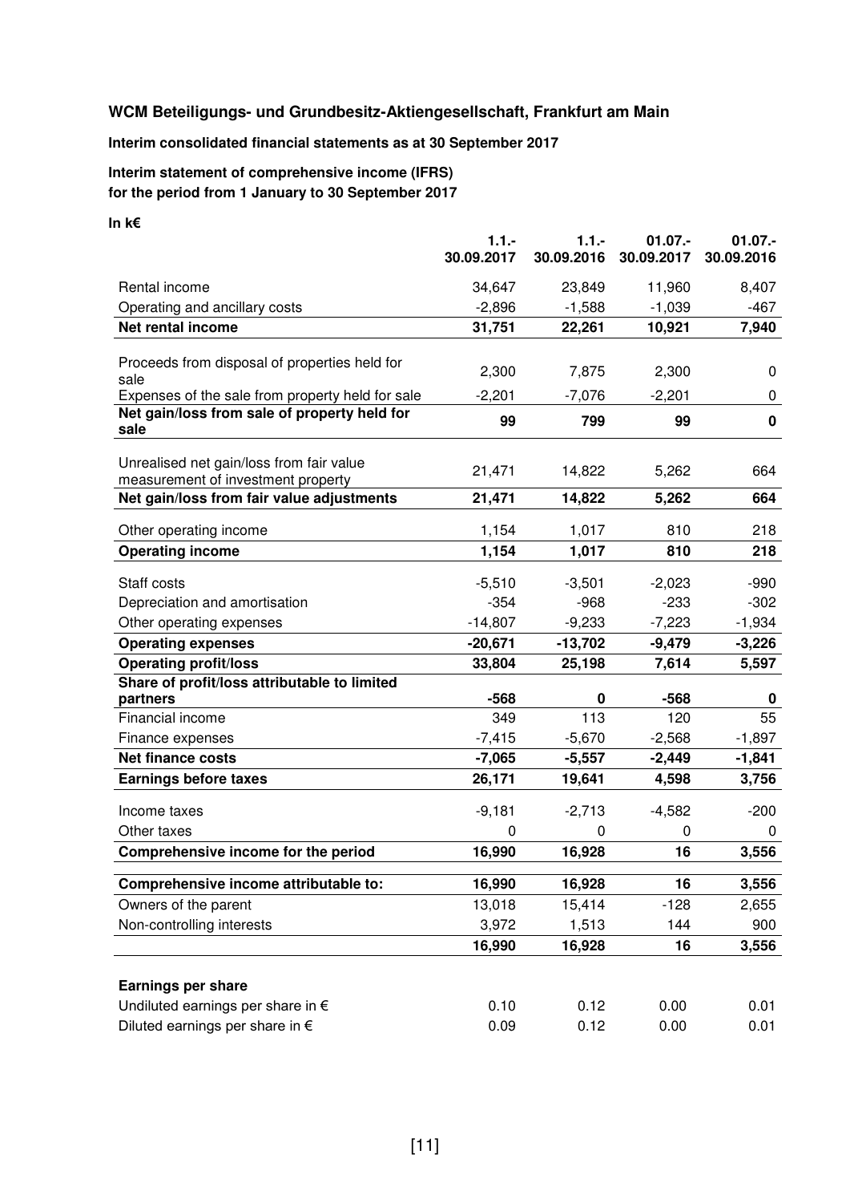**WCM Beteiligungs- und Grundbesitz-Aktiengesellschaft, Frankfurt am Main**

**Interim consolidated financial statements as at 30 September 2017**

**Interim statement of comprehensive income (IFRS)**
**for the period from 1 January to 30 September 2017**

**In k€**

| | 1.1.- 30.09.2017 | 1.1.- 30.09.2016 | 01.07.- 30.09.2017 | 01.07.- 30.09.2016 |
|---|---|---|---|---|
| Rental income | 34,647 | 23,849 | 11,960 | 8,407 |
| Operating and ancillary costs | -2,896 | -1,588 | -1,039 | -467 |
| **Net rental income** | **31,751** | **22,261** | **10,921** | **7,940** |
| Proceeds from disposal of properties held for sale | 2,300 | 7,875 | 2,300 | 0 |
| Expenses of the sale from property held for sale | -2,201 | -7,076 | -2,201 | 0 |
| **Net gain/loss from sale of property held for sale** | **99** | **799** | **99** | **0** |
| Unrealised net gain/loss from fair value measurement of investment property | 21,471 | 14,822 | 5,262 | 664 |
| **Net gain/loss from fair value adjustments** | **21,471** | **14,822** | **5,262** | **664** |
| Other operating income | 1,154 | 1,017 | 810 | 218 |
| **Operating income** | **1,154** | **1,017** | **810** | **218** |
| Staff costs | -5,510 | -3,501 | -2,023 | -990 |
| Depreciation and amortisation | -354 | -968 | -233 | -302 |
| Other operating expenses | -14,807 | -9,233 | -7,223 | -1,934 |
| **Operating expenses** | **-20,671** | **-13,702** | **-9,479** | **-3,226** |
| **Operating profit/loss** | **33,804** | **25,198** | **7,614** | **5,597** |
| **Share of profit/loss attributable to limited partners** | **-568** | **0** | **-568** | **0** |
| Financial income | 349 | 113 | 120 | 55 |
| Finance expenses | -7,415 | -5,670 | -2,568 | -1,897 |
| **Net finance costs** | **-7,065** | **-5,557** | **-2,449** | **-1,841** |
| **Earnings before taxes** | **26,171** | **19,641** | **4,598** | **3,756** |
| Income taxes | -9,181 | -2,713 | -4,582 | -200 |
| Other taxes | 0 | 0 | 0 | 0 |
| **Comprehensive income for the period** | **16,990** | **16,928** | **16** | **3,556** |
| **Comprehensive income attributable to:** | **16,990** | **16,928** | **16** | **3,556** |
| Owners of the parent | 13,018 | 15,414 | -128 | 2,655 |
| Non-controlling interests | 3,972 | 1,513 | 144 | 900 |
| | **16,990** | **16,928** | **16** | **3,556** |
| **Earnings per share** | | | | |
| Undiluted earnings per share in € | 0.10 | 0.12 | 0.00 | 0.01 |
| Diluted earnings per share in € | 0.09 | 0.12 | 0.00 | 0.01 |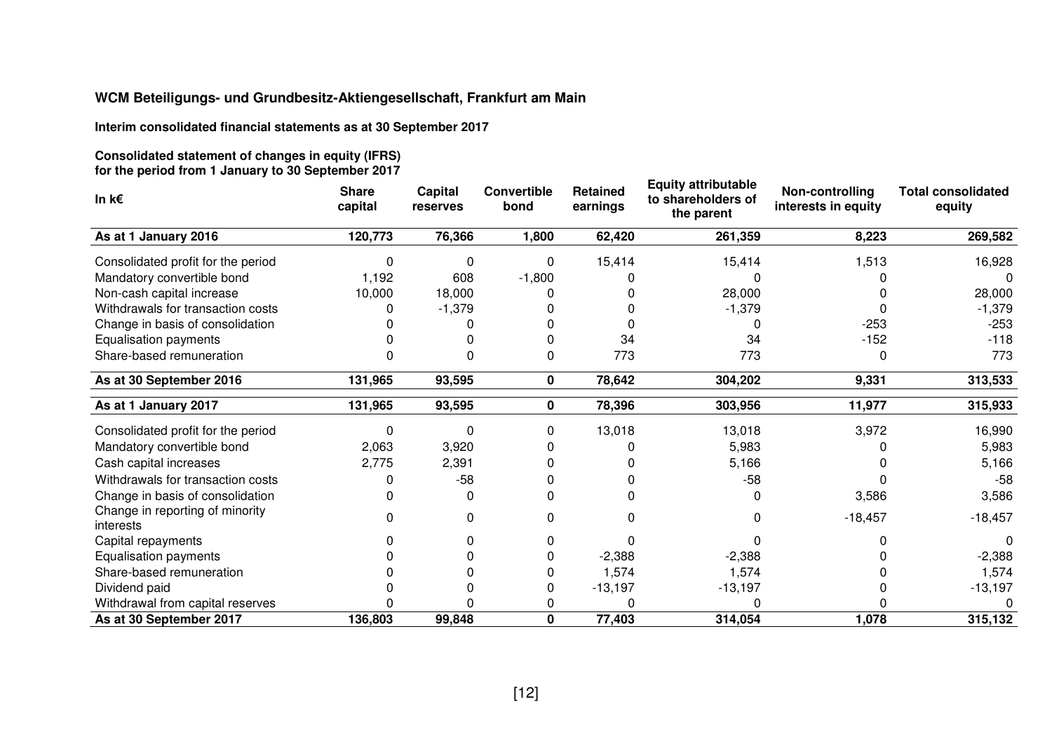**WCM Beteiligungs- und Grundbesitz-Aktiengesellschaft, Frankfurt am Main**

**Interim consolidated financial statements as at 30 September 2017**

**Consolidated statement of changes in equity (IFRS)**
**for the period from 1 January to 30 September 2017**

| In k€ | Share capital | Capital reserves | Convertible bond | Retained earnings | Equity attributable to shareholders of the parent | Non-controlling interests in equity | Total consolidated equity |
|---|---|---|---|---|---|---|---|
| **As at 1 January 2016** | **120,773** | **76,366** | **1,800** | **62,420** | **261,359** | **8,223** | **269,582** |
| Consolidated profit for the period | 0 | 0 | 0 | 15,414 | 15,414 | 1,513 | 16,928 |
| Mandatory convertible bond | 1,192 | 608 | -1,800 | 0 | 0 | 0 | 0 |
| Non-cash capital increase | 10,000 | 18,000 | 0 | 0 | 28,000 | 0 | 28,000 |
| Withdrawals for transaction costs | 0 | -1,379 | 0 | 0 | -1,379 | 0 | -1,379 |
| Change in basis of consolidation | 0 | 0 | 0 | 0 | 0 | -253 | -253 |
| Equalisation payments | 0 | 0 | 0 | 34 | 34 | -152 | -118 |
| Share-based remuneration | 0 | 0 | 0 | 773 | 773 | 0 | 773 |
| **As at 30 September 2016** | **131,965** | **93,595** | **0** | **78,642** | **304,202** | **9,331** | **313,533** |
| **As at 1 January 2017** | **131,965** | **93,595** | **0** | **78,396** | **303,956** | **11,977** | **315,933** |
| Consolidated profit for the period | 0 | 0 | 0 | 13,018 | 13,018 | 3,972 | 16,990 |
| Mandatory convertible bond | 2,063 | 3,920 | 0 | 0 | 5,983 | 0 | 5,983 |
| Cash capital increases | 2,775 | 2,391 | 0 | 0 | 5,166 | 0 | 5,166 |
| Withdrawals for transaction costs | 0 | -58 | 0 | 0 | -58 | 0 | -58 |
| Change in basis of consolidation | 0 | 0 | 0 | 0 | 0 | 3,586 | 3,586 |
| Change in reporting of minority interests | 0 | 0 | 0 | 0 | 0 | -18,457 | -18,457 |
| Capital repayments | 0 | 0 | 0 | 0 | 0 | 0 | 0 |
| Equalisation payments | 0 | 0 | 0 | -2,388 | -2,388 | 0 | -2,388 |
| Share-based remuneration | 0 | 0 | 0 | 1,574 | 1,574 | 0 | 1,574 |
| Dividend paid | 0 | 0 | 0 | -13,197 | -13,197 | 0 | -13,197 |
| Withdrawal from capital reserves | 0 | 0 | 0 | 0 | 0 | 0 | 0 |
| **As at 30 September 2017** | **136,803** | **99,848** | **0** | **77,403** | **314,054** | **1,078** | **315,132** |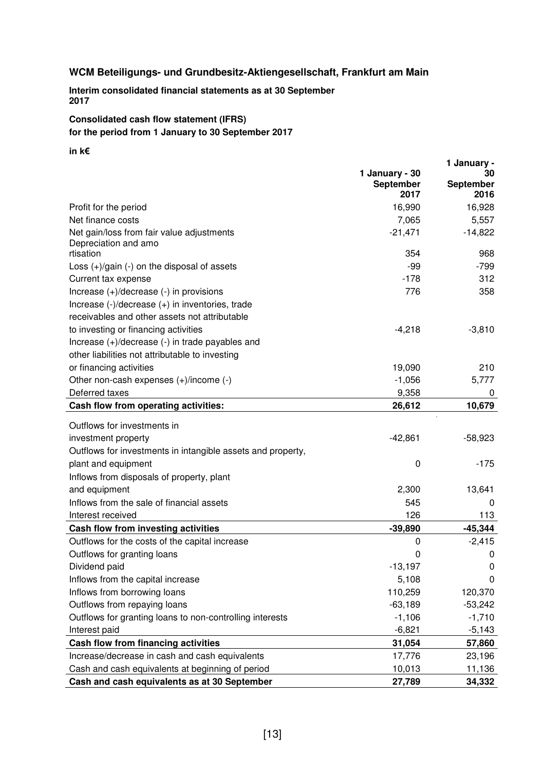## WCM Beteiligungs- und Grundbesitz-Aktiengesellschaft, Frankfurt am Main

**Interim consolidated financial statements as at 30 September 2017**

**Consolidated cash flow statement (IFRS)**
**for the period from 1 January to 30 September 2017**

**in k€**

| | 1 January - 30 September 2017 | 1 January - 30 September 2016 |
|---|---|---|
| Profit for the period | 16,990 | 16,928 |
| Net finance costs | 7,065 | 5,557 |
| Net gain/loss from fair value adjustments | -21,471 | -14,822 |
| Depreciation and amortisation | 354 | 968 |
| Loss (+)/gain (-) on the disposal of assets | -99 | -799 |
| Current tax expense | -178 | 312 |
| Increase (+)/decrease (-) in provisions | 776 | 358 |
| Increase (-)/decrease (+) in inventories, trade receivables and other assets not attributable to investing or financing activities | -4,218 | -3,810 |
| Increase (+)/decrease (-) in trade payables and other liabilities not attributable to investing or financing activities | 19,090 | 210 |
| Other non-cash expenses (+)/income (-) | -1,056 | 5,777 |
| Deferred taxes | 9,358 | 0 |
| **Cash flow from operating activities:** | **26,612** | **10,679** |
| Outflows for investments in investment property | -42,861 | -58,923 |
| Outflows for investments in intangible assets and property, plant and equipment | 0 | -175 |
| Inflows from disposals of property, plant and equipment | 2,300 | 13,641 |
| Inflows from the sale of financial assets | 545 | 0 |
| Interest received | 126 | 113 |
| **Cash flow from investing activities** | **-39,890** | **-45,344** |
| Outflows for the costs of the capital increase | 0 | -2,415 |
| Outflows for granting loans | 0 | 0 |
| Dividend paid | -13,197 | 0 |
| Inflows from the capital increase | 5,108 | 0 |
| Inflows from borrowing loans | 110,259 | 120,370 |
| Outflows from repaying loans | -63,189 | -53,242 |
| Outflows for granting loans to non-controlling interests | -1,106 | -1,710 |
| Interest paid | -6,821 | -5,143 |
| **Cash flow from financing activities** | **31,054** | **57,860** |
| Increase/decrease in cash and cash equivalents | 17,776 | 23,196 |
| Cash and cash equivalents at beginning of period | 10,013 | 11,136 |
| **Cash and cash equivalents as at 30 September** | **27,789** | **34,332** |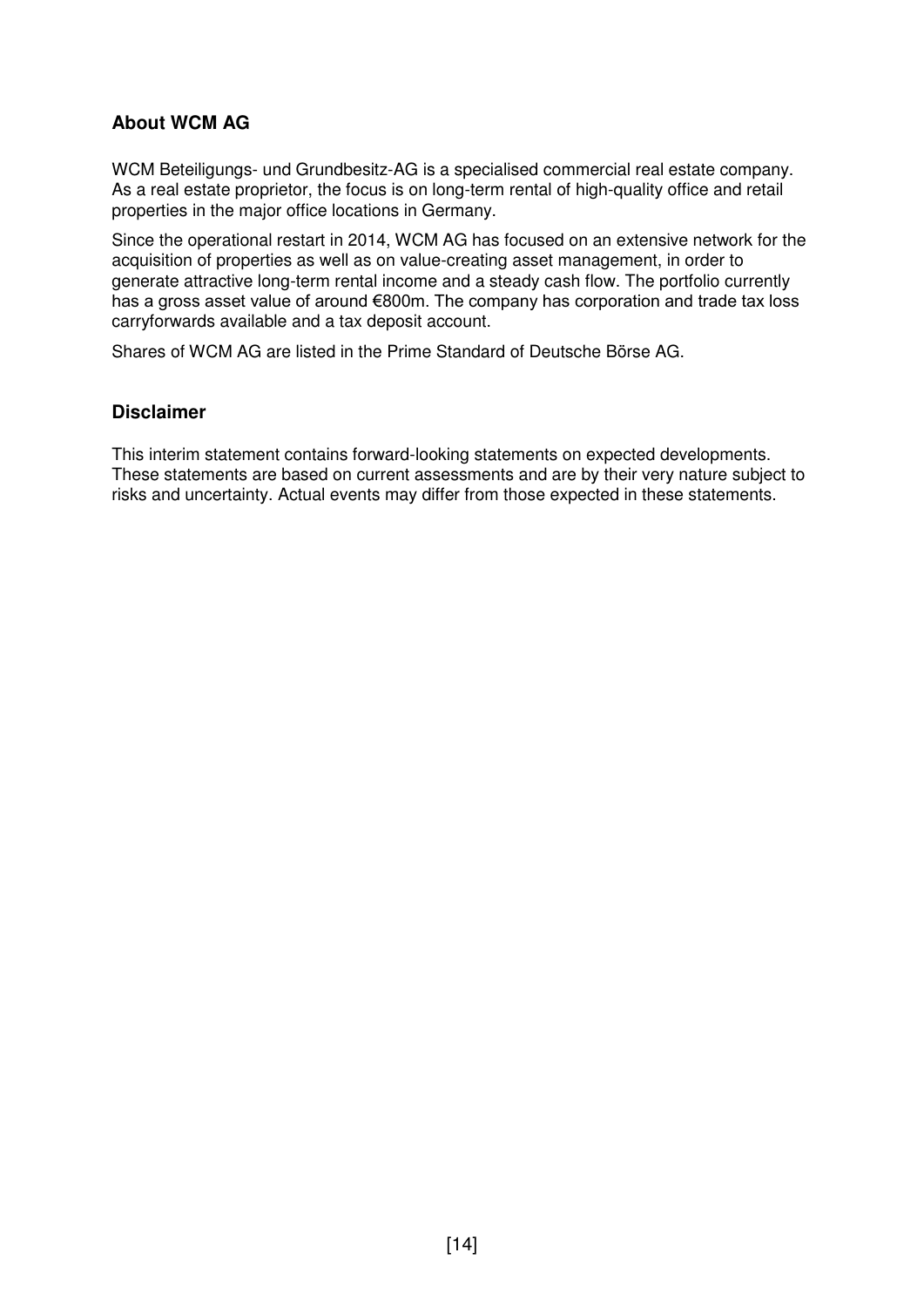## About WCM AG

WCM Beteiligungs- und Grundbesitz-AG is a specialised commercial real estate company. As a real estate proprietor, the focus is on long-term rental of high-quality office and retail properties in the major office locations in Germany.

Since the operational restart in 2014, WCM AG has focused on an extensive network for the acquisition of properties as well as on value-creating asset management, in order to generate attractive long-term rental income and a steady cash flow. The portfolio currently has a gross asset value of around €800m. The company has corporation and trade tax loss carryforwards available and a tax deposit account.

Shares of WCM AG are listed in the Prime Standard of Deutsche Börse AG.

## Disclaimer

This interim statement contains forward-looking statements on expected developments. These statements are based on current assessments and are by their very nature subject to risks and uncertainty. Actual events may differ from those expected in these statements.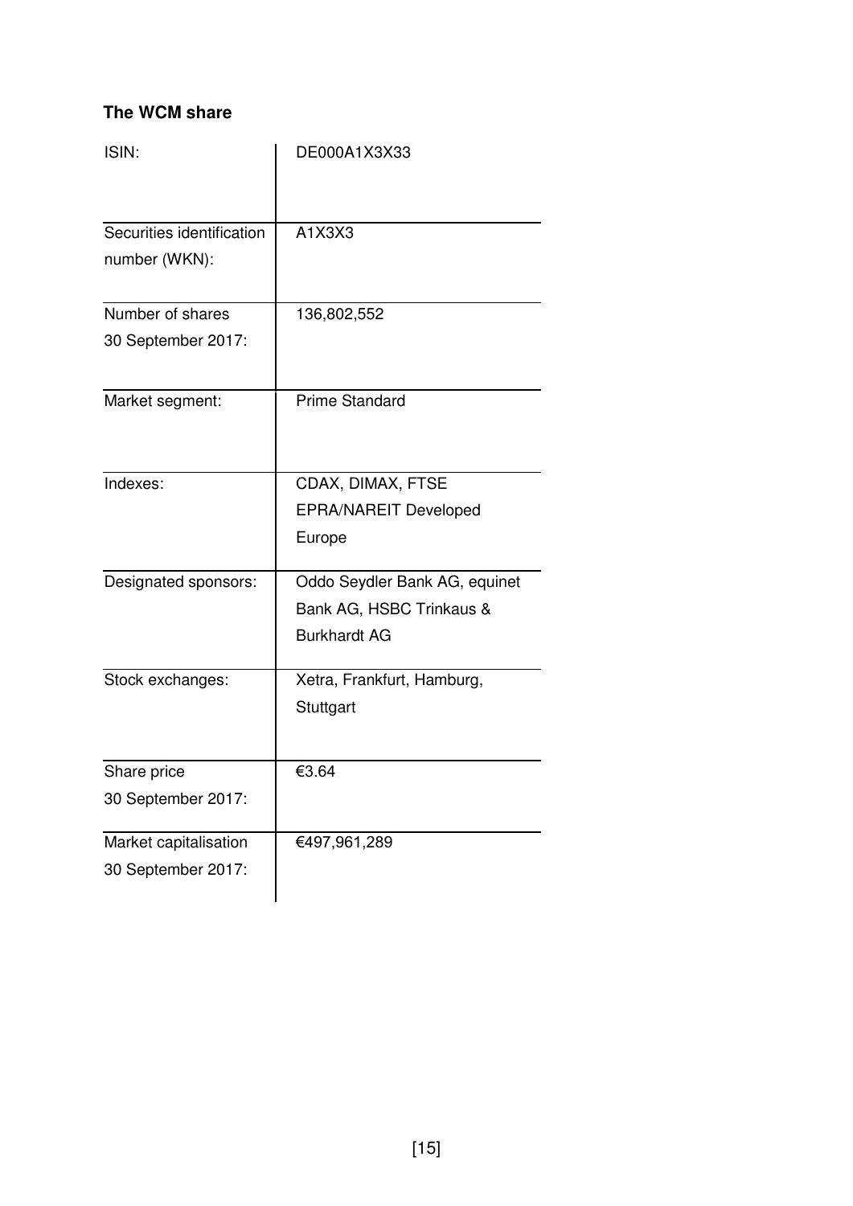## The WCM share

| | |
|---|---|
| ISIN: | DE000A1X3X33 |
| Securities identification number (WKN): | A1X3X3 |
| Number of shares 30 September 2017: | 136,802,552 |
| Market segment: | Prime Standard |
| Indexes: | CDAX, DIMAX, FTSE EPRA/NAREIT Developed Europe |
| Designated sponsors: | Oddo Seydler Bank AG, equinet Bank AG, HSBC Trinkaus & Burkhardt AG |
| Stock exchanges: | Xetra, Frankfurt, Hamburg, Stuttgart |
| Share price 30 September 2017: | €3.64 |
| Market capitalisation 30 September 2017: | €497,961,289 |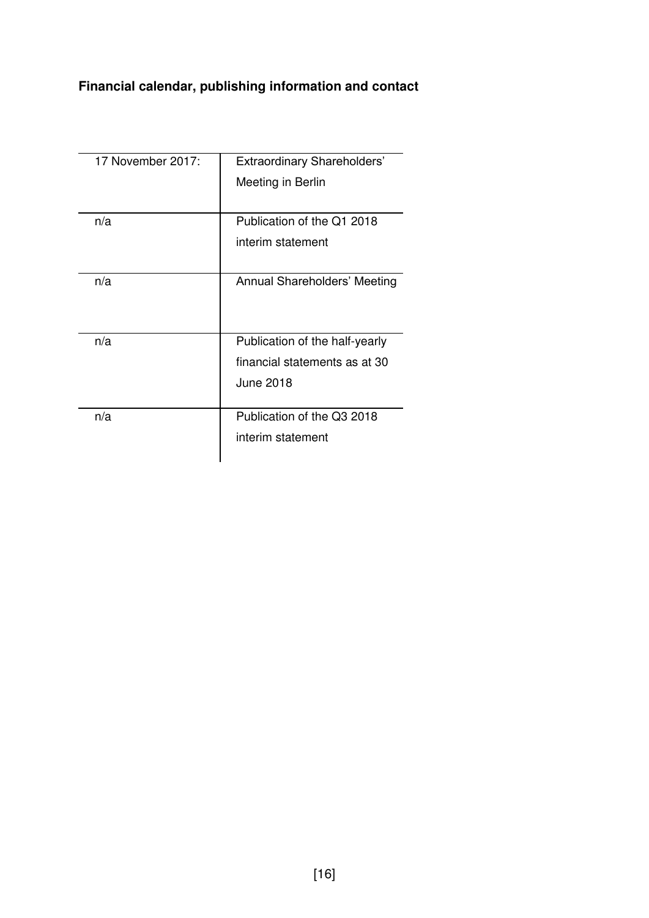**Financial calendar, publishing information and contact**

| | |
|---|---|
| 17 November 2017: | Extraordinary Shareholders' Meeting in Berlin |
| n/a | Publication of the Q1 2018 interim statement |
| n/a | Annual Shareholders' Meeting |
| n/a | Publication of the half-yearly financial statements as at 30 June 2018 |
| n/a | Publication of the Q3 2018 interim statement |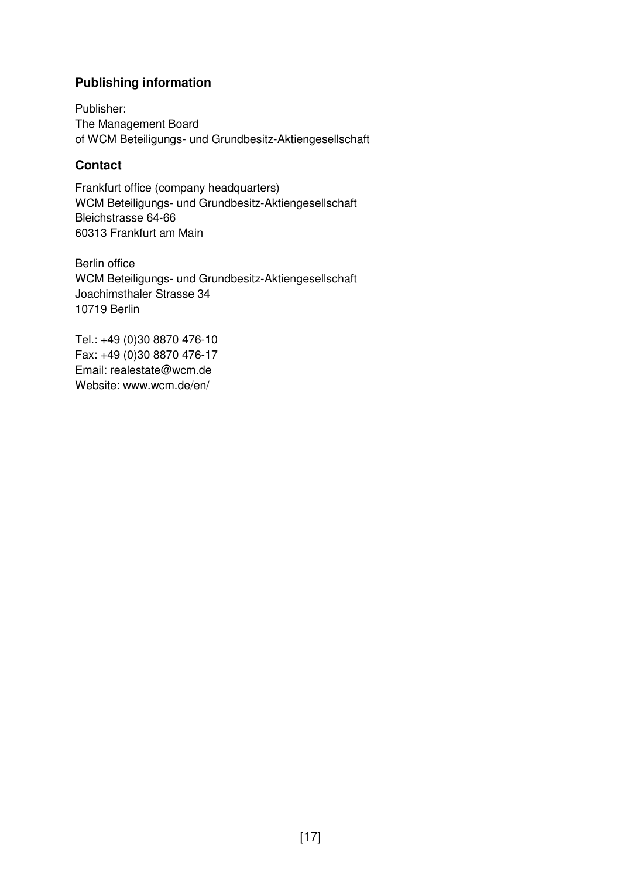## Publishing information

Publisher:
The Management Board
of WCM Beteiligungs- und Grundbesitz-Aktiengesellschaft

## Contact

Frankfurt office (company headquarters)
WCM Beteiligungs- und Grundbesitz-Aktiengesellschaft
Bleichstrasse 64-66
60313 Frankfurt am Main

Berlin office
WCM Beteiligungs- und Grundbesitz-Aktiengesellschaft
Joachimsthaler Strasse 34
10719 Berlin

Tel.: +49 (0)30 8870 476-10
Fax: +49 (0)30 8870 476-17
Email: realestate@wcm.de
Website: www.wcm.de/en/